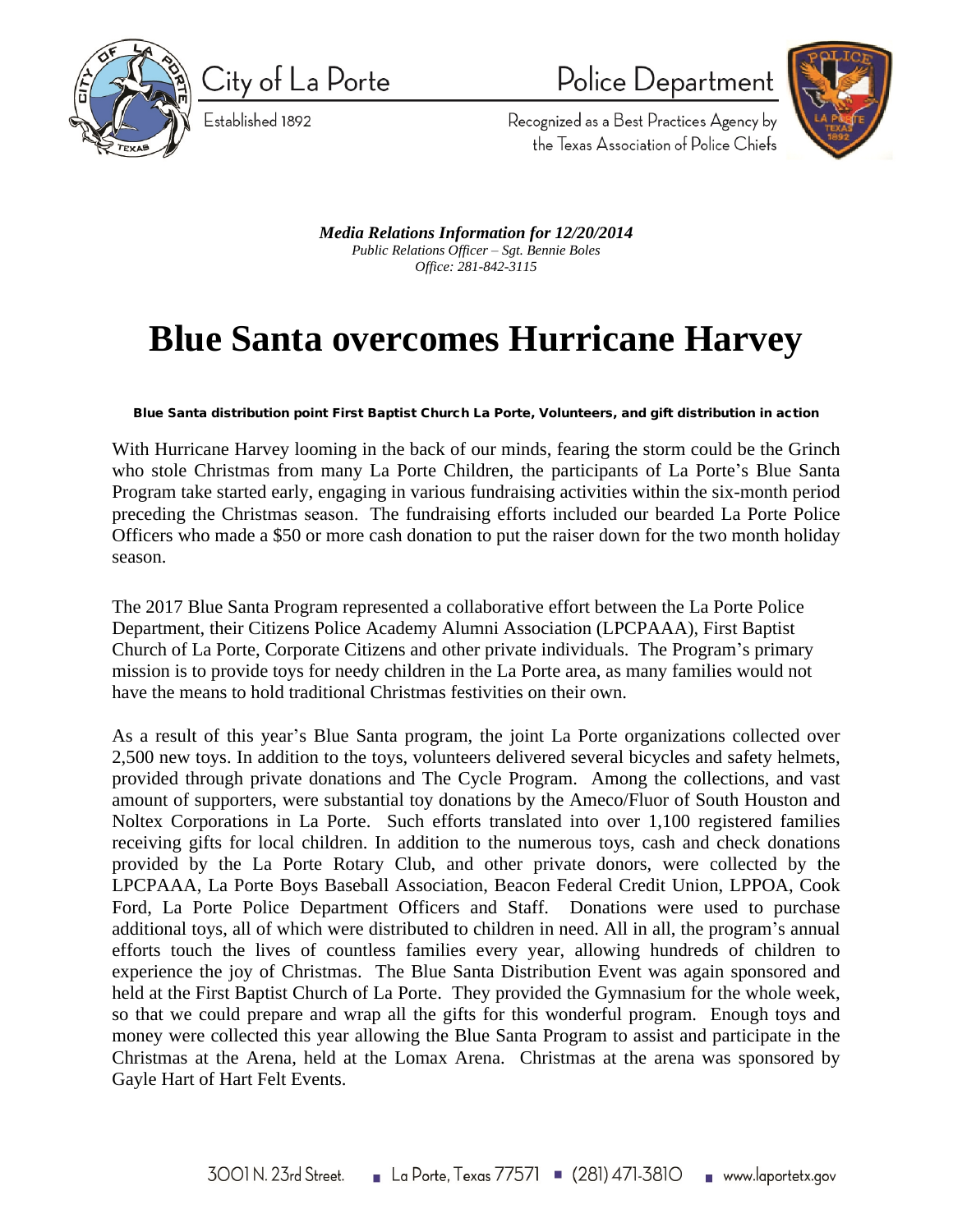City of La Porte

Established 1892

Police Department

Recognized as a Best Practices Agency by the Texas Association of Police Chiefs

***Media Relations Information for 12/20/2014***
*Public Relations Officer – Sgt. Bennie Boles*
*Office: 281-842-3115*

# Blue Santa overcomes Hurricane Harvey

**Blue Santa distribution point First Baptist Church La Porte, Volunteers, and gift distribution in action**

With Hurricane Harvey looming in the back of our minds, fearing the storm could be the Grinch who stole Christmas from many La Porte Children, the participants of La Porte's Blue Santa Program take started early, engaging in various fundraising activities within the six-month period preceding the Christmas season. The fundraising efforts included our bearded La Porte Police Officers who made a $50 or more cash donation to put the raiser down for the two month holiday season.

The 2017 Blue Santa Program represented a collaborative effort between the La Porte Police Department, their Citizens Police Academy Alumni Association (LPCPAAA), First Baptist Church of La Porte, Corporate Citizens and other private individuals. The Program's primary mission is to provide toys for needy children in the La Porte area, as many families would not have the means to hold traditional Christmas festivities on their own.

As a result of this year's Blue Santa program, the joint La Porte organizations collected over 2,500 new toys. In addition to the toys, volunteers delivered several bicycles and safety helmets, provided through private donations and The Cycle Program. Among the collections, and vast amount of supporters, were substantial toy donations by the Ameco/Fluor of South Houston and Noltex Corporations in La Porte. Such efforts translated into over 1,100 registered families receiving gifts for local children. In addition to the numerous toys, cash and check donations provided by the La Porte Rotary Club, and other private donors, were collected by the LPCPAAA, La Porte Boys Baseball Association, Beacon Federal Credit Union, LPPOA, Cook Ford, La Porte Police Department Officers and Staff. Donations were used to purchase additional toys, all of which were distributed to children in need. All in all, the program's annual efforts touch the lives of countless families every year, allowing hundreds of children to experience the joy of Christmas. The Blue Santa Distribution Event was again sponsored and held at the First Baptist Church of La Porte. They provided the Gymnasium for the whole week, so that we could prepare and wrap all the gifts for this wonderful program. Enough toys and money were collected this year allowing the Blue Santa Program to assist and participate in the Christmas at the Arena, held at the Lomax Arena. Christmas at the arena was sponsored by Gayle Hart of Hart Felt Events.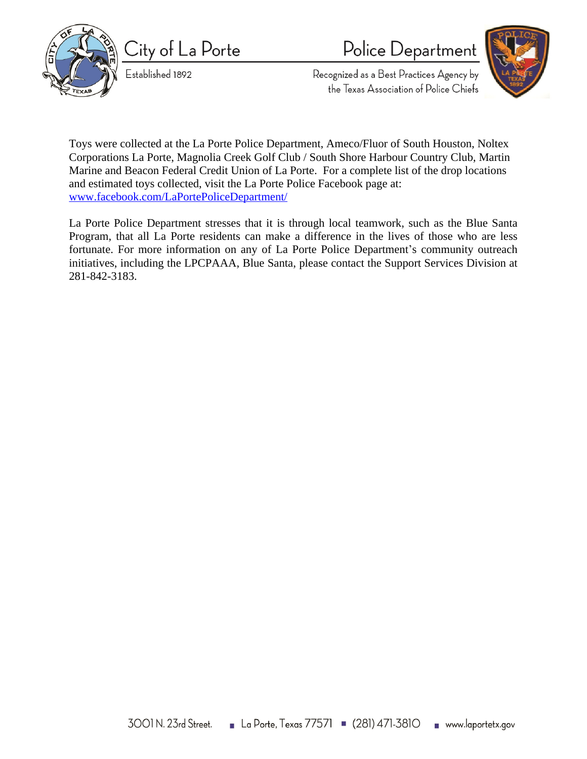Toys were collected at the La Porte Police Department, Ameco/Fluor of South Houston, Noltex Corporations La Porte, Magnolia Creek Golf Club / South Shore Harbour Country Club, Martin Marine and Beacon Federal Credit Union of La Porte. For a complete list of the drop locations and estimated toys collected, visit the La Porte Police Facebook page at: www.facebook.com/LaPortePoliceDepartment/

La Porte Police Department stresses that it is through local teamwork, such as the Blue Santa Program, that all La Porte residents can make a difference in the lives of those who are less fortunate. For more information on any of La Porte Police Department's community outreach initiatives, including the LPCPAAA, Blue Santa, please contact the Support Services Division at 281-842-3183.